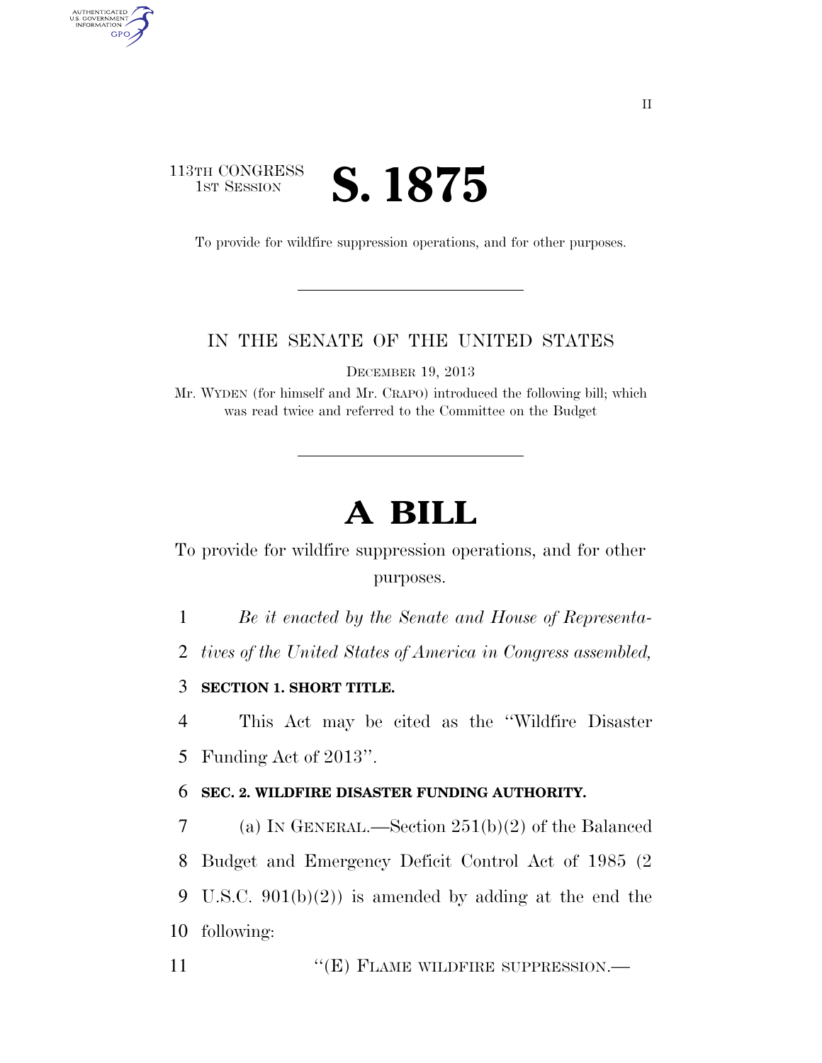113TH CONGRESS
1ST SESSION

# S. 1875

To provide for wildfire suppression operations, and for other purposes.

IN THE SENATE OF THE UNITED STATES

DECEMBER 19, 2013

Mr. WYDEN (for himself and Mr. CRAPO) introduced the following bill; which was read twice and referred to the Committee on the Budget

# A BILL

To provide for wildfire suppression operations, and for other purposes.

1 *Be it enacted by the Senate and House of Representa-*
2 *tives of the United States of America in Congress assembled,*

3 **SECTION 1. SHORT TITLE.**

4 This Act may be cited as the ''Wildfire Disaster
5 Funding Act of 2013''.

6 **SEC. 2. WILDFIRE DISASTER FUNDING AUTHORITY.**

7 (a) IN GENERAL.—Section 251(b)(2) of the Balanced
8 Budget and Emergency Deficit Control Act of 1985 (2
9 U.S.C. 901(b)(2)) is amended by adding at the end the
10 following:

11 ''(E) FLAME WILDFIRE SUPPRESSION.—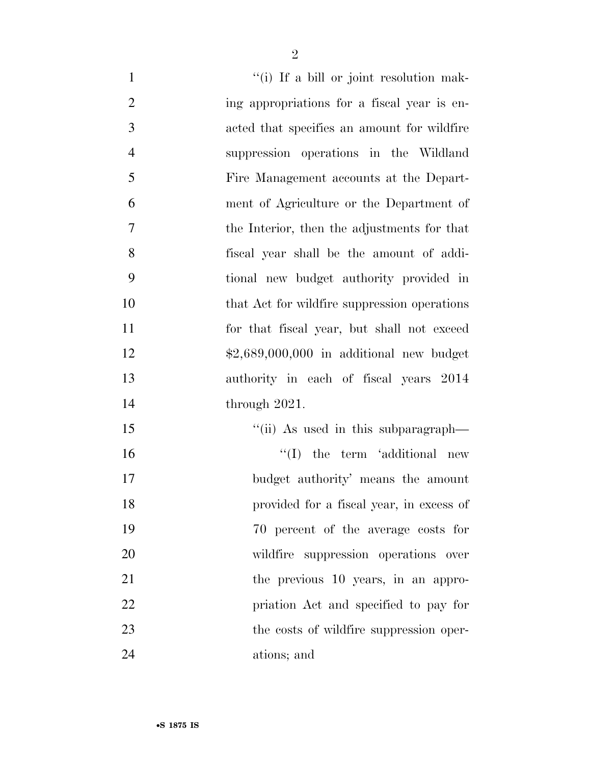''(i) If a bill or joint resolution making appropriations for a fiscal year is enacted that specifies an amount for wildfire suppression operations in the Wildland Fire Management accounts at the Department of Agriculture or the Department of the Interior, then the adjustments for that fiscal year shall be the amount of additional new budget authority provided in that Act for wildfire suppression operations for that fiscal year, but shall not exceed $2,689,000,000 in additional new budget authority in each of fiscal years 2014 through 2021.

''(ii) As used in this subparagraph—

''(I) the term 'additional new budget authority' means the amount provided for a fiscal year, in excess of 70 percent of the average costs for wildfire suppression operations over the previous 10 years, in an appropriation Act and specified to pay for the costs of wildfire suppression operations; and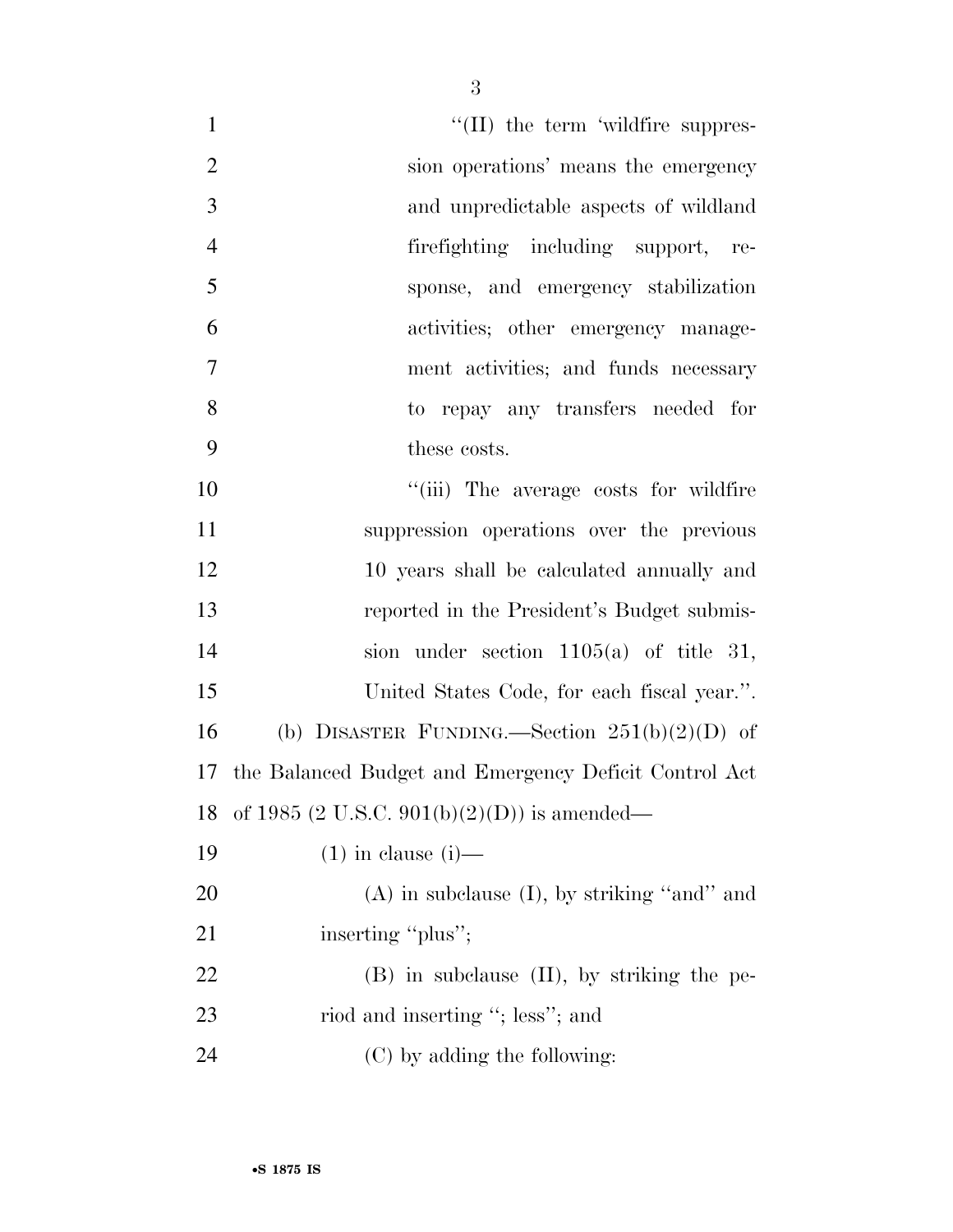"(II) the term 'wildfire suppression operations' means the emergency and unpredictable aspects of wildland firefighting including support, response, and emergency stabilization activities; other emergency management activities; and funds necessary to repay any transfers needed for these costs.

"(iii) The average costs for wildfire suppression operations over the previous 10 years shall be calculated annually and reported in the President's Budget submission under section 1105(a) of title 31, United States Code, for each fiscal year.".

(b) DISASTER FUNDING.—Section 251(b)(2)(D) of the Balanced Budget and Emergency Deficit Control Act of 1985 (2 U.S.C. 901(b)(2)(D)) is amended—

(1) in clause (i)—

(A) in subclause (I), by striking "and" and inserting "plus";

(B) in subclause (II), by striking the period and inserting "; less"; and

(C) by adding the following: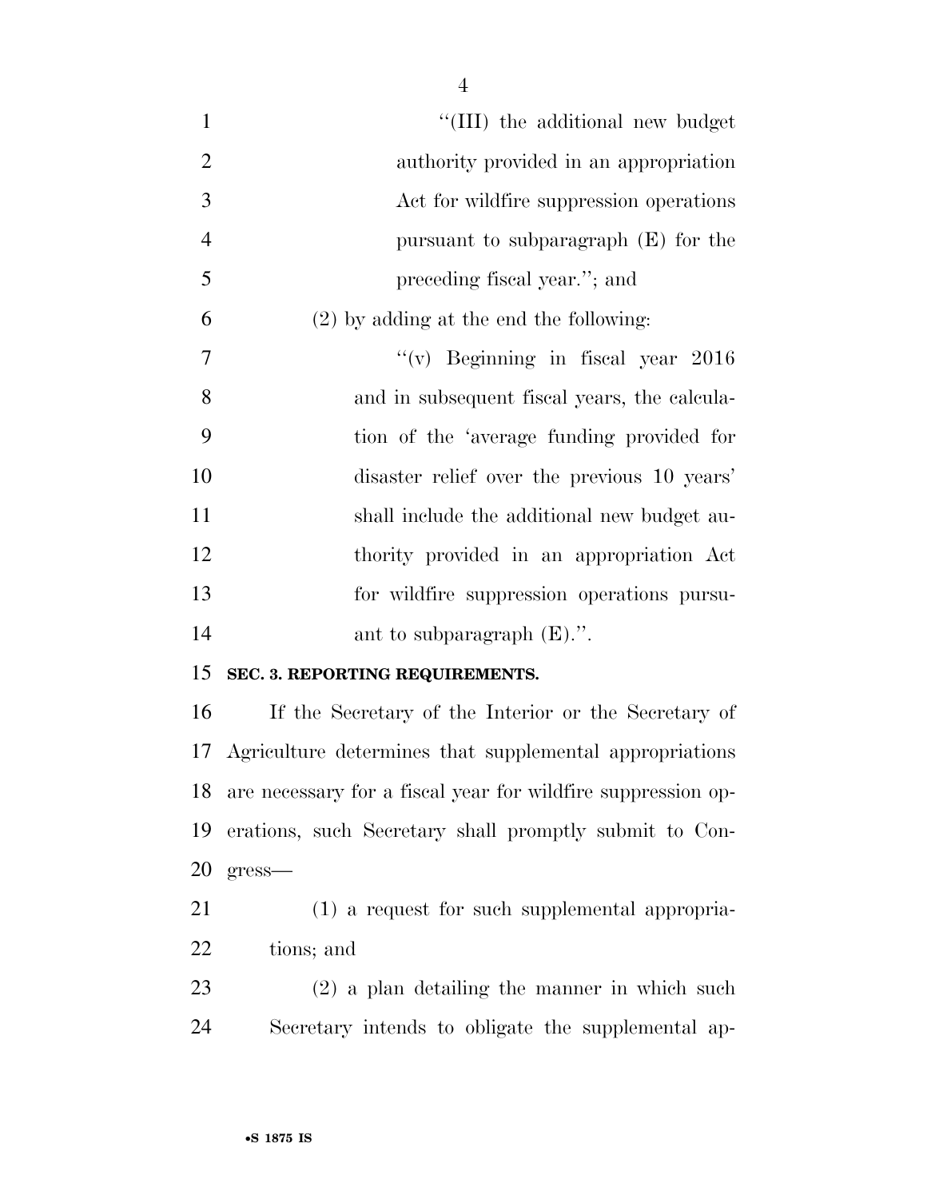"(III) the additional new budget authority provided in an appropriation Act for wildfire suppression operations pursuant to subparagraph (E) for the preceding fiscal year."; and

(2) by adding at the end the following:

"(v) Beginning in fiscal year 2016 and in subsequent fiscal years, the calculation of the 'average funding provided for disaster relief over the previous 10 years' shall include the additional new budget authority provided in an appropriation Act for wildfire suppression operations pursuant to subparagraph (E).".

**SEC. 3. REPORTING REQUIREMENTS.**

If the Secretary of the Interior or the Secretary of Agriculture determines that supplemental appropriations are necessary for a fiscal year for wildfire suppression operations, such Secretary shall promptly submit to Congress—

(1) a request for such supplemental appropriations; and

(2) a plan detailing the manner in which such Secretary intends to obligate the supplemental ap-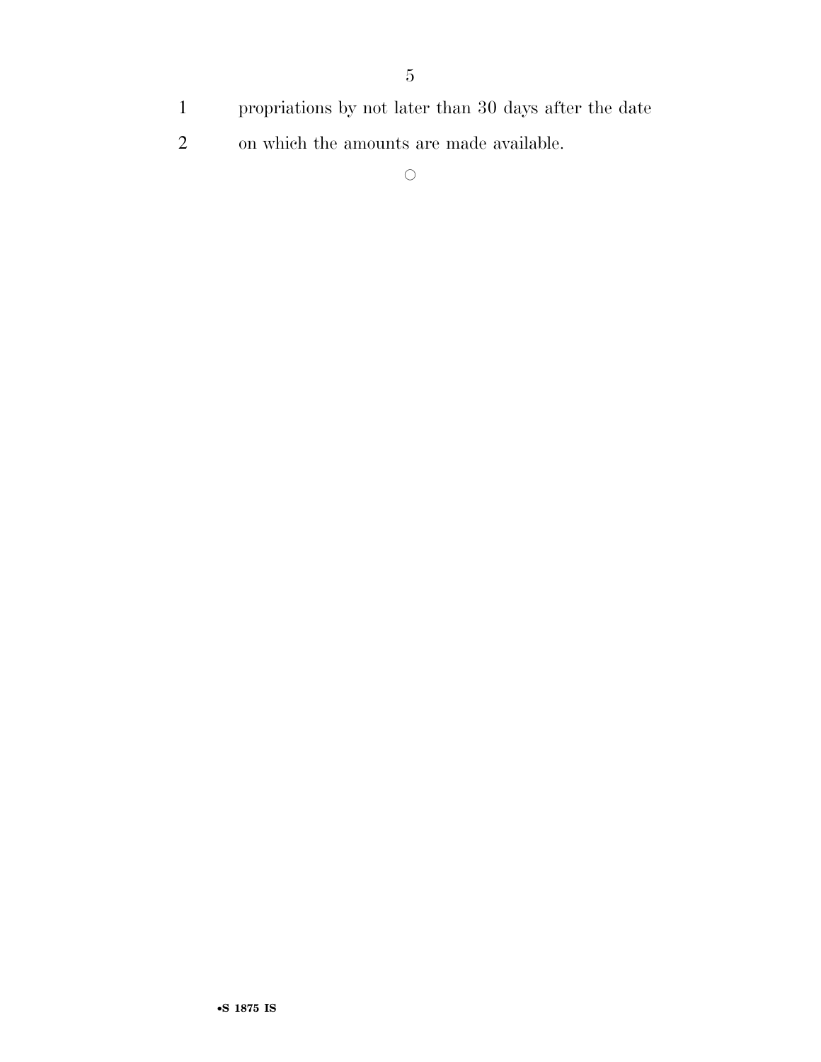propriations by not later than 30 days after the date on which the amounts are made available.

○